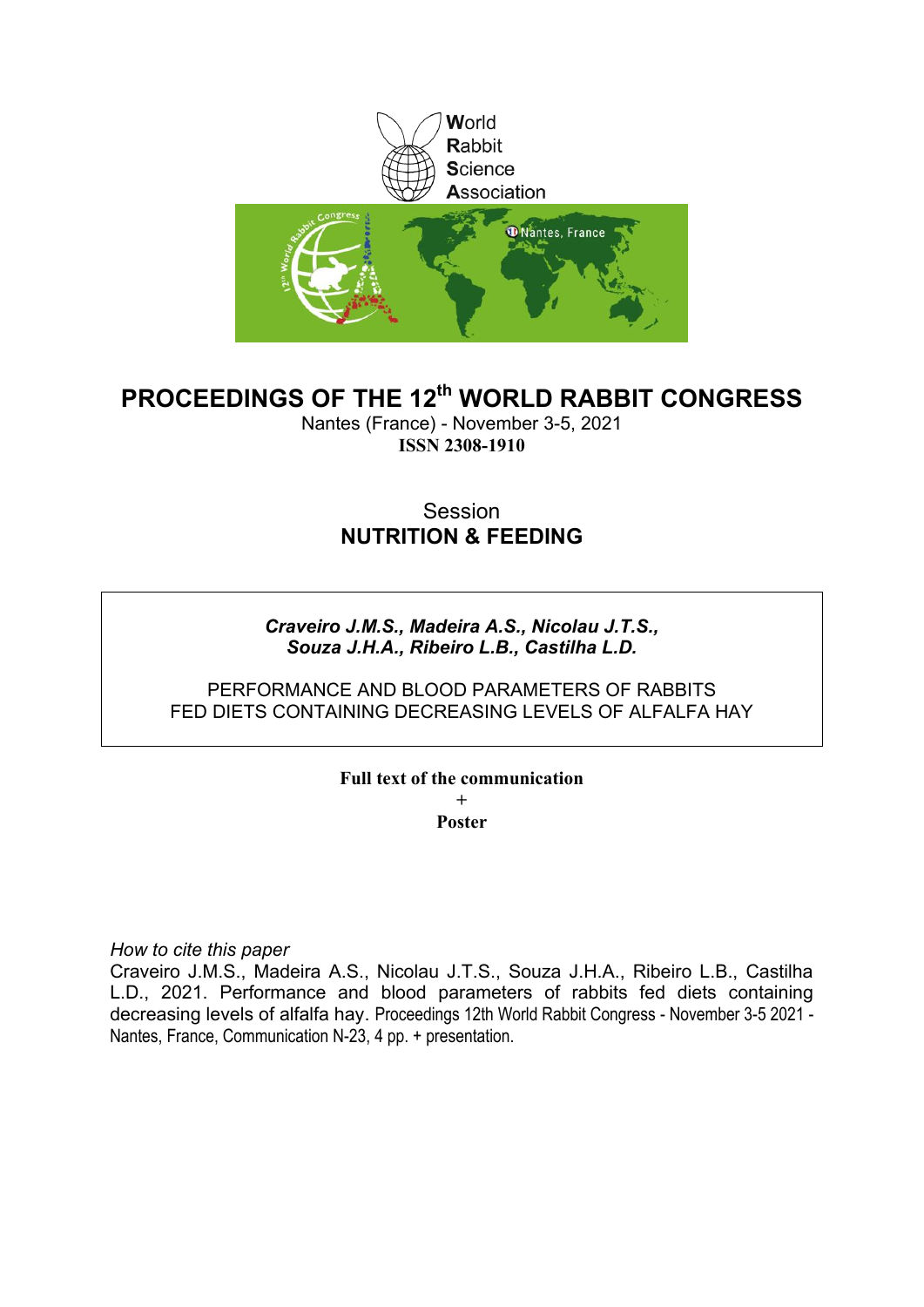World
Rabbit
Science
Association

# PROCEEDINGS OF THE 12th WORLD RABBIT CONGRESS

Nantes (France) - November 3-5, 2021

**ISSN 2308-1910**

Session

**NUTRITION & FEEDING**

***Craveiro J.M.S., Madeira A.S., Nicolau J.T.S., Souza J.H.A., Ribeiro L.B., Castilha L.D.***

PERFORMANCE AND BLOOD PARAMETERS OF RABBITS FED DIETS CONTAINING DECREASING LEVELS OF ALFALFA HAY

**Full text of the communication**

**+**

**Poster**

*How to cite this paper*

Craveiro J.M.S., Madeira A.S., Nicolau J.T.S., Souza J.H.A., Ribeiro L.B., Castilha L.D., 2021. Performance and blood parameters of rabbits fed diets containing decreasing levels of alfalfa hay. Proceedings 12th World Rabbit Congress - November 3-5 2021 - Nantes, France, Communication N-23, 4 pp. + presentation.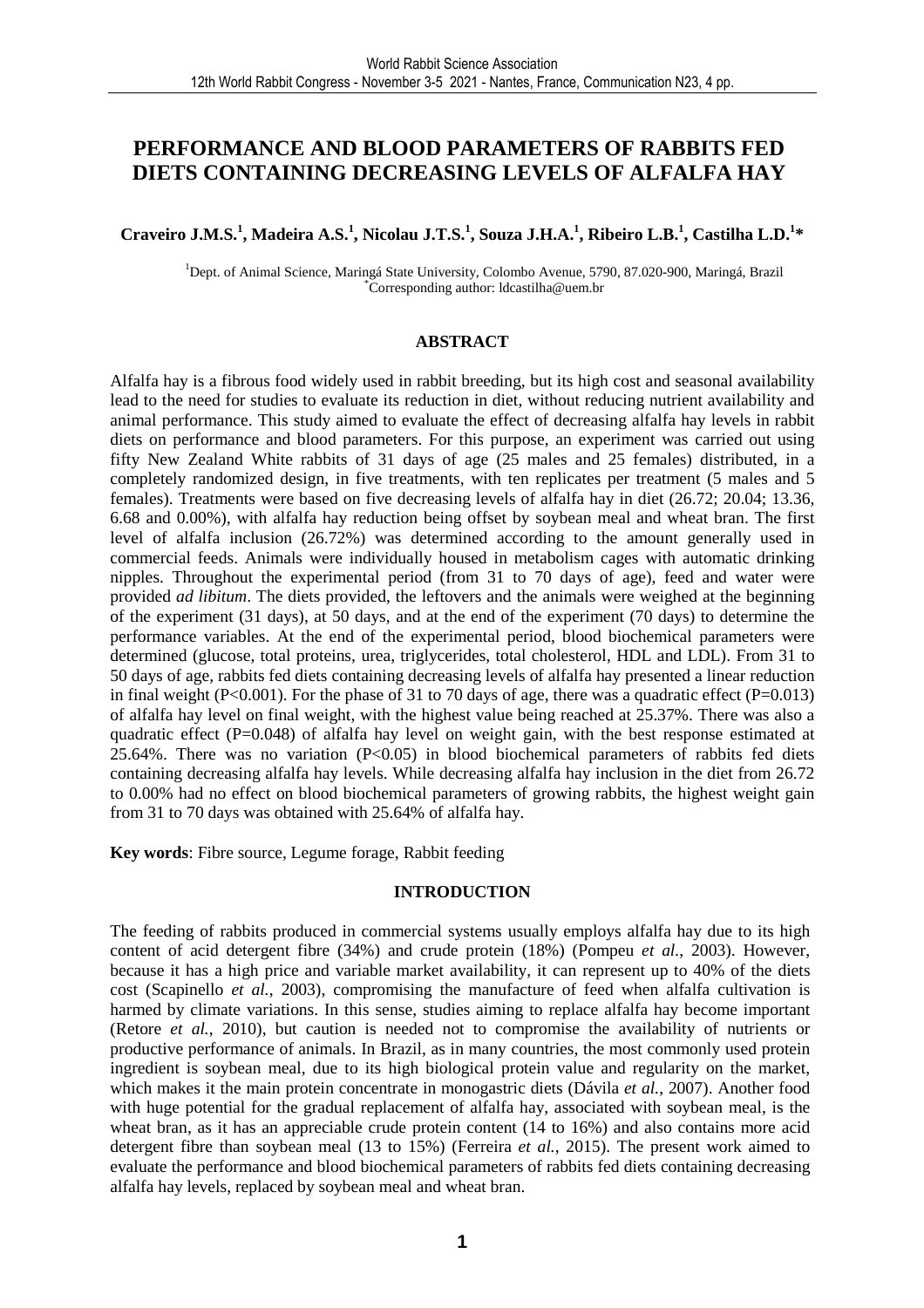# PERFORMANCE AND BLOOD PARAMETERS OF RABBITS FED DIETS CONTAINING DECREASING LEVELS OF ALFALFA HAY

**Craveiro J.M.S.[1], Madeira A.S.[1], Nicolau J.T.S.[1], Souza J.H.A.[1], Ribeiro L.B.[1], Castilha L.D.[1]***

[1]Dept. of Animal Science, Maringá State University, Colombo Avenue, 5790, 87.020-900, Maringá, Brazil
*Corresponding author: ldcastilha@uem.br

## ABSTRACT

Alfalfa hay is a fibrous food widely used in rabbit breeding, but its high cost and seasonal availability lead to the need for studies to evaluate its reduction in diet, without reducing nutrient availability and animal performance. This study aimed to evaluate the effect of decreasing alfalfa hay levels in rabbit diets on performance and blood parameters. For this purpose, an experiment was carried out using fifty New Zealand White rabbits of 31 days of age (25 males and 25 females) distributed, in a completely randomized design, in five treatments, with ten replicates per treatment (5 males and 5 females). Treatments were based on five decreasing levels of alfalfa hay in diet (26.72; 20.04; 13.36, 6.68 and 0.00%), with alfalfa hay reduction being offset by soybean meal and wheat bran. The first level of alfalfa inclusion (26.72%) was determined according to the amount generally used in commercial feeds. Animals were individually housed in metabolism cages with automatic drinking nipples. Throughout the experimental period (from 31 to 70 days of age), feed and water were provided *ad libitum*. The diets provided, the leftovers and the animals were weighed at the beginning of the experiment (31 days), at 50 days, and at the end of the experiment (70 days) to determine the performance variables. At the end of the experimental period, blood biochemical parameters were determined (glucose, total proteins, urea, triglycerides, total cholesterol, HDL and LDL). From 31 to 50 days of age, rabbits fed diets containing decreasing levels of alfalfa hay presented a linear reduction in final weight ($P<0.001$). For the phase of 31 to 70 days of age, there was a quadratic effect ($P=0.013$) of alfalfa hay level on final weight, with the highest value being reached at 25.37%. There was also a quadratic effect ($P=0.048$) of alfalfa hay level on weight gain, with the best response estimated at 25.64%. There was no variation ($P<0.05$) in blood biochemical parameters of rabbits fed diets containing decreasing alfalfa hay levels. While decreasing alfalfa hay inclusion in the diet from 26.72 to 0.00% had no effect on blood biochemical parameters of growing rabbits, the highest weight gain from 31 to 70 days was obtained with 25.64% of alfalfa hay.

**Key words**: Fibre source, Legume forage, Rabbit feeding

## INTRODUCTION

The feeding of rabbits produced in commercial systems usually employs alfalfa hay due to its high content of acid detergent fibre (34%) and crude protein (18%) (Pompeu *et al.*, 2003). However, because it has a high price and variable market availability, it can represent up to 40% of the diets cost (Scapinello *et al.*, 2003), compromising the manufacture of feed when alfalfa cultivation is harmed by climate variations. In this sense, studies aiming to replace alfalfa hay become important (Retore *et al.*, 2010), but caution is needed not to compromise the availability of nutrients or productive performance of animals. In Brazil, as in many countries, the most commonly used protein ingredient is soybean meal, due to its high biological protein value and regularity on the market, which makes it the main protein concentrate in monogastric diets (Dávila *et al.*, 2007). Another food with huge potential for the gradual replacement of alfalfa hay, associated with soybean meal, is the wheat bran, as it has an appreciable crude protein content (14 to 16%) and also contains more acid detergent fibre than soybean meal (13 to 15%) (Ferreira *et al.*, 2015). The present work aimed to evaluate the performance and blood biochemical parameters of rabbits fed diets containing decreasing alfalfa hay levels, replaced by soybean meal and wheat bran.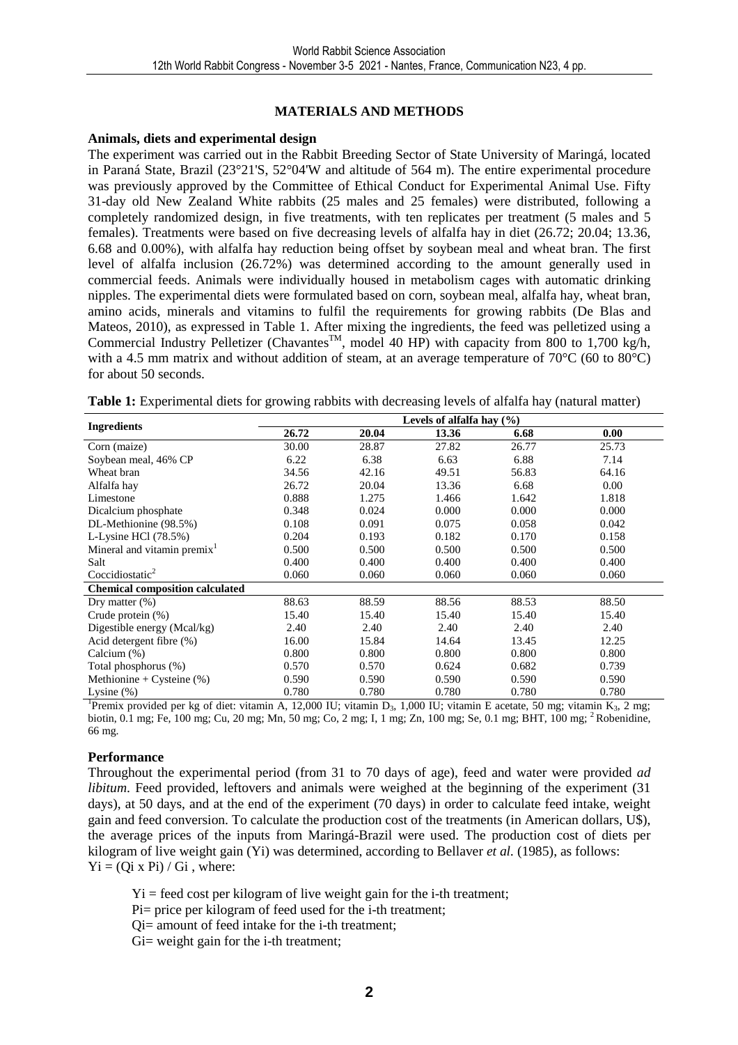## MATERIALS AND METHODS

### Animals, diets and experimental design

The experiment was carried out in the Rabbit Breeding Sector of State University of Maringá, located in Paraná State, Brazil (23°21'S, 52°04'W and altitude of 564 m). The entire experimental procedure was previously approved by the Committee of Ethical Conduct for Experimental Animal Use. Fifty 31-day old New Zealand White rabbits (25 males and 25 females) were distributed, following a completely randomized design, in five treatments, with ten replicates per treatment (5 males and 5 females). Treatments were based on five decreasing levels of alfalfa hay in diet (26.72; 20.04; 13.36, 6.68 and 0.00%), with alfalfa hay reduction being offset by soybean meal and wheat bran. The first level of alfalfa inclusion (26.72%) was determined according to the amount generally used in commercial feeds. Animals were individually housed in metabolism cages with automatic drinking nipples. The experimental diets were formulated based on corn, soybean meal, alfalfa hay, wheat bran, amino acids, minerals and vitamins to fulfil the requirements for growing rabbits (De Blas and Mateos, 2010), as expressed in Table 1. After mixing the ingredients, the feed was pelletized using a Commercial Industry Pelletizer (Chavantes™, model 40 HP) with capacity from 800 to 1,700 kg/h, with a 4.5 mm matrix and without addition of steam, at an average temperature of 70°C (60 to 80°C) for about 50 seconds.

**Table 1:** Experimental diets for growing rabbits with decreasing levels of alfalfa hay (natural matter)

| Ingredients | Levels of alfalfa hay (%) | | | | |
|---|---|---|---|---|---|
| | **26.72** | **20.04** | **13.36** | **6.68** | **0.00** |
| Corn (maize) | 30.00 | 28.87 | 27.82 | 26.77 | 25.73 |
| Soybean meal, 46% CP | 6.22 | 6.38 | 6.63 | 6.88 | 7.14 |
| Wheat bran | 34.56 | 42.16 | 49.51 | 56.83 | 64.16 |
| Alfalfa hay | 26.72 | 20.04 | 13.36 | 6.68 | 0.00 |
| Limestone | 0.888 | 1.275 | 1.466 | 1.642 | 1.818 |
| Dicalcium phosphate | 0.348 | 0.024 | 0.000 | 0.000 | 0.000 |
| DL-Methionine (98.5%) | 0.108 | 0.091 | 0.075 | 0.058 | 0.042 |
| L-Lysine HCl (78.5%) | 0.204 | 0.193 | 0.182 | 0.170 | 0.158 |
| Mineral and vitamin premix[1] | 0.500 | 0.500 | 0.500 | 0.500 | 0.500 |
| Salt | 0.400 | 0.400 | 0.400 | 0.400 | 0.400 |
| Coccidiostatic[2] | 0.060 | 0.060 | 0.060 | 0.060 | 0.060 |
| **Chemical composition calculated** | | | | | |
| Dry matter (%) | 88.63 | 88.59 | 88.56 | 88.53 | 88.50 |
| Crude protein (%) | 15.40 | 15.40 | 15.40 | 15.40 | 15.40 |
| Digestible energy (Mcal/kg) | 2.40 | 2.40 | 2.40 | 2.40 | 2.40 |
| Acid detergent fibre (%) | 16.00 | 15.84 | 14.64 | 13.45 | 12.25 |
| Calcium (%) | 0.800 | 0.800 | 0.800 | 0.800 | 0.800 |
| Total phosphorus (%) | 0.570 | 0.570 | 0.624 | 0.682 | 0.739 |
| Methionine + Cysteine (%) | 0.590 | 0.590 | 0.590 | 0.590 | 0.590 |
| Lysine (%) | 0.780 | 0.780 | 0.780 | 0.780 | 0.780 |

[1]Premix provided per kg of diet: vitamin A, 12,000 IU; vitamin $D_3$, 1,000 IU; vitamin E acetate, 50 mg; vitamin $K_3$, 2 mg; biotin, 0.1 mg; Fe, 100 mg; Cu, 20 mg; Mn, 50 mg; Co, 2 mg; I, 1 mg; Zn, 100 mg; Se, 0.1 mg; BHT, 100 mg; [2] Robenidine, 66 mg.

### Performance

Throughout the experimental period (from 31 to 70 days of age), feed and water were provided *ad libitum*. Feed provided, leftovers and animals were weighed at the beginning of the experiment (31 days), at 50 days, and at the end of the experiment (70 days) in order to calculate feed intake, weight gain and feed conversion. To calculate the production cost of the treatments (in American dollars, U$), the average prices of the inputs from Maringá-Brazil were used. The production cost of diets per kilogram of live weight gain (Yi) was determined, according to Bellaver *et al.* (1985), as follows:

$Yi = (Qi \times Pi) / Gi$ , where:

Yi = feed cost per kilogram of live weight gain for the i-th treatment;

Pi= price per kilogram of feed used for the i-th treatment;

Qi= amount of feed intake for the i-th treatment;

Gi= weight gain for the i-th treatment;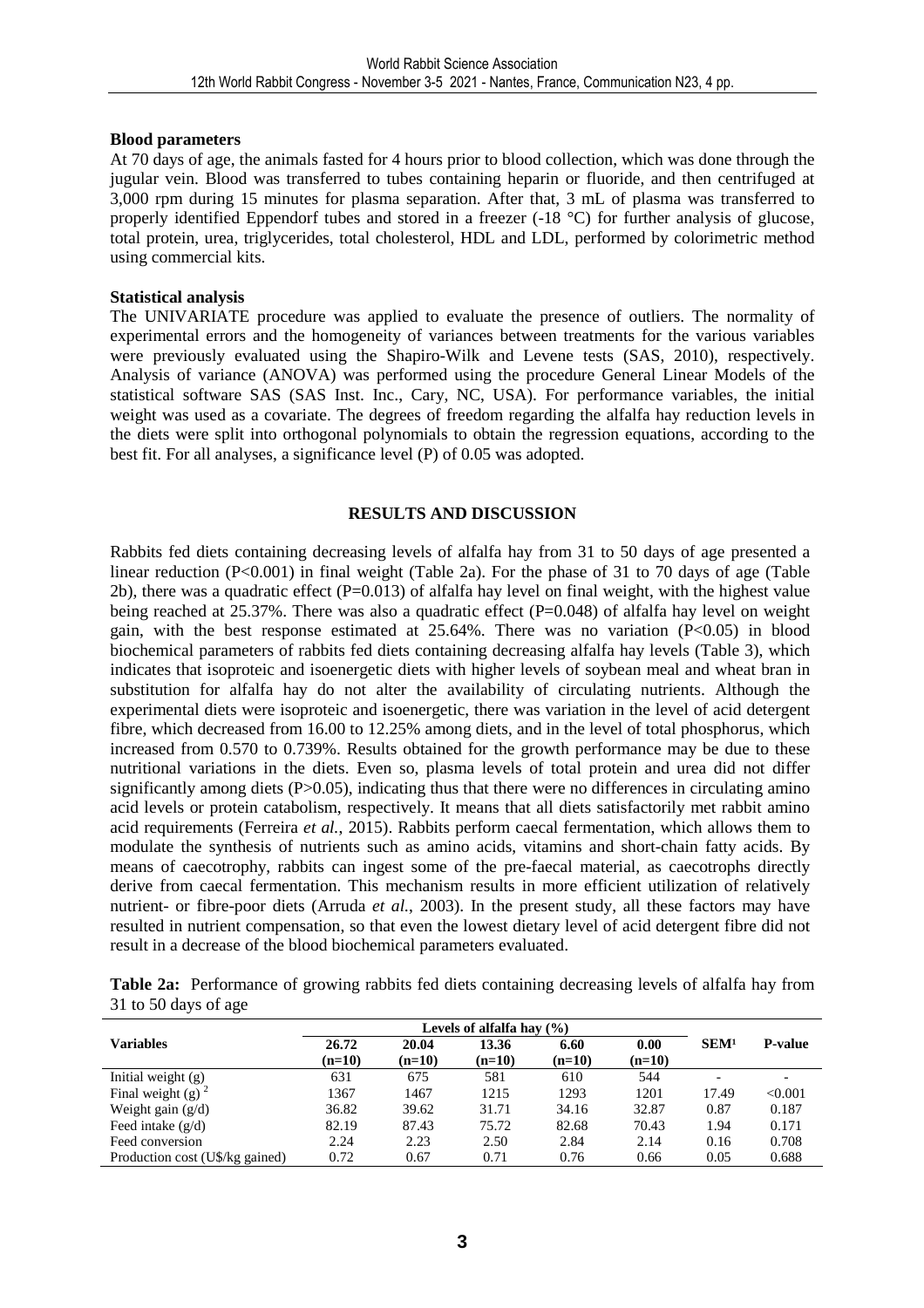**Blood parameters**

At 70 days of age, the animals fasted for 4 hours prior to blood collection, which was done through the jugular vein. Blood was transferred to tubes containing heparin or fluoride, and then centrifuged at 3,000 rpm during 15 minutes for plasma separation. After that, 3 mL of plasma was transferred to properly identified Eppendorf tubes and stored in a freezer (-18 °C) for further analysis of glucose, total protein, urea, triglycerides, total cholesterol, HDL and LDL, performed by colorimetric method using commercial kits.

**Statistical analysis**

The UNIVARIATE procedure was applied to evaluate the presence of outliers. The normality of experimental errors and the homogeneity of variances between treatments for the various variables were previously evaluated using the Shapiro-Wilk and Levene tests (SAS, 2010), respectively. Analysis of variance (ANOVA) was performed using the procedure General Linear Models of the statistical software SAS (SAS Inst. Inc., Cary, NC, USA). For performance variables, the initial weight was used as a covariate. The degrees of freedom regarding the alfalfa hay reduction levels in the diets were split into orthogonal polynomials to obtain the regression equations, according to the best fit. For all analyses, a significance level (P) of 0.05 was adopted.

## RESULTS AND DISCUSSION

Rabbits fed diets containing decreasing levels of alfalfa hay from 31 to 50 days of age presented a linear reduction ($P<0.001$) in final weight (Table 2a). For the phase of 31 to 70 days of age (Table 2b), there was a quadratic effect ($P=0.013$) of alfalfa hay level on final weight, with the highest value being reached at 25.37%. There was also a quadratic effect ($P=0.048$) of alfalfa hay level on weight gain, with the best response estimated at 25.64%. There was no variation ($P<0.05$) in blood biochemical parameters of rabbits fed diets containing decreasing alfalfa hay levels (Table 3), which indicates that isoproteic and isoenergetic diets with higher levels of soybean meal and wheat bran in substitution for alfalfa hay do not alter the availability of circulating nutrients. Although the experimental diets were isoproteic and isoenergetic, there was variation in the level of acid detergent fibre, which decreased from 16.00 to 12.25% among diets, and in the level of total phosphorus, which increased from 0.570 to 0.739%. Results obtained for the growth performance may be due to these nutritional variations in the diets. Even so, plasma levels of total protein and urea did not differ significantly among diets ($P>0.05$), indicating thus that there were no differences in circulating amino acid levels or protein catabolism, respectively. It means that all diets satisfactorily met rabbit amino acid requirements (Ferreira *et al.*, 2015). Rabbits perform caecal fermentation, which allows them to modulate the synthesis of nutrients such as amino acids, vitamins and short-chain fatty acids. By means of caecotrophy, rabbits can ingest some of the pre-faecal material, as caecotrophs directly derive from caecal fermentation. This mechanism results in more efficient utilization of relatively nutrient- or fibre-poor diets (Arruda *et al.*, 2003). In the present study, all these factors may have resulted in nutrient compensation, so that even the lowest dietary level of acid detergent fibre did not result in a decrease of the blood biochemical parameters evaluated.

**Table 2a:** Performance of growing rabbits fed diets containing decreasing levels of alfalfa hay from 31 to 50 days of age

| Variables | Levels of alfalfa hay (%) | | | | | SEM[1] | P-value |
|---|---|---|---|---|---|---|---|
| | 26.72 (n=10) | 20.04 (n=10) | 13.36 (n=10) | 6.60 (n=10) | 0.00 (n=10) | | |
| Initial weight (g) | 631 | 675 | 581 | 610 | 544 | - | - |
| Final weight (g) [2] | 1367 | 1467 | 1215 | 1293 | 1201 | 17.49 | <0.001 |
| Weight gain (g/d) | 36.82 | 39.62 | 31.71 | 34.16 | 32.87 | 0.87 | 0.187 |
| Feed intake (g/d) | 82.19 | 87.43 | 75.72 | 82.68 | 70.43 | 1.94 | 0.171 |
| Feed conversion | 2.24 | 2.23 | 2.50 | 2.84 | 2.14 | 0.16 | 0.708 |
| Production cost (U$/kg gained) | 0.72 | 0.67 | 0.71 | 0.76 | 0.66 | 0.05 | 0.688 |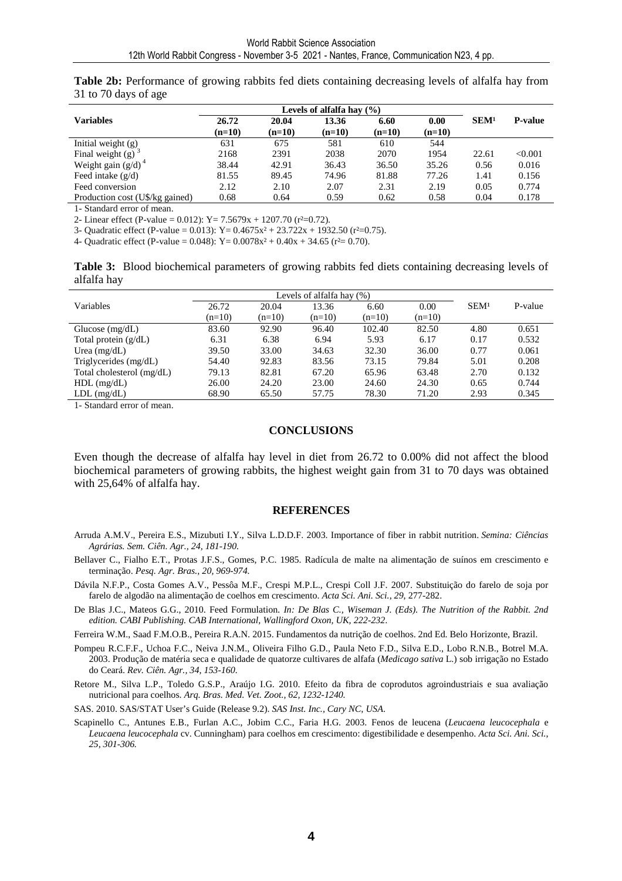**Table 2b:** Performance of growing rabbits fed diets containing decreasing levels of alfalfa hay from 31 to 70 days of age

| Variables | Levels of alfalfa hay (%) | | | | | SEM[1] | P-value |
|---|---|---|---|---|---|---|---|
| | 26.72 (n=10) | 20.04 (n=10) | 13.36 (n=10) | 6.60 (n=10) | 0.00 (n=10) | | |
| Initial weight (g) | 631 | 675 | 581 | 610 | 544 | | |
| Final weight (g) [3] | 2168 | 2391 | 2038 | 2070 | 1954 | 22.61 | <0.001 |
| Weight gain (g/d) [4] | 38.44 | 42.91 | 36.43 | 36.50 | 35.26 | 0.56 | 0.016 |
| Feed intake (g/d) | 81.55 | 89.45 | 74.96 | 81.88 | 77.26 | 1.41 | 0.156 |
| Feed conversion | 2.12 | 2.10 | 2.07 | 2.31 | 2.19 | 0.05 | 0.774 |
| Production cost (U$/kg gained) | 0.68 | 0.64 | 0.59 | 0.62 | 0.58 | 0.04 | 0.178 |

1- Standard error of mean.

2- Linear effect (P-value = 0.012): $Y= 7.5679x + 1207.70$ ($r^2$=0.72).

3- Quadratic effect (P-value = 0.013): $Y= 0.4675x^2 + 23.722x + 1932.50$ ($r^2$=0.75).

4- Quadratic effect (P-value = 0.048): $Y= 0.0078x^2 + 0.40x + 34.65$ ($r^2$= 0.70).

**Table 3:** Blood biochemical parameters of growing rabbits fed diets containing decreasing levels of alfalfa hay

| Variables | Levels of alfalfa hay (%) | | | | | SEM[1] | P-value |
|---|---|---|---|---|---|---|---|
| | 26.72 (n=10) | 20.04 (n=10) | 13.36 (n=10) | 6.60 (n=10) | 0.00 (n=10) | | |
| Glucose (mg/dL) | 83.60 | 92.90 | 96.40 | 102.40 | 82.50 | 4.80 | 0.651 |
| Total protein (g/dL) | 6.31 | 6.38 | 6.94 | 5.93 | 6.17 | 0.17 | 0.532 |
| Urea (mg/dL) | 39.50 | 33.00 | 34.63 | 32.30 | 36.00 | 0.77 | 0.061 |
| Triglycerides (mg/dL) | 54.40 | 92.83 | 83.56 | 73.15 | 79.84 | 5.01 | 0.208 |
| Total cholesterol (mg/dL) | 79.13 | 82.81 | 67.20 | 65.96 | 63.48 | 2.70 | 0.132 |
| HDL (mg/dL) | 26.00 | 24.20 | 23.00 | 24.60 | 24.30 | 0.65 | 0.744 |
| LDL (mg/dL) | 68.90 | 65.50 | 57.75 | 78.30 | 71.20 | 2.93 | 0.345 |

1- Standard error of mean.

## CONCLUSIONS

Even though the decrease of alfalfa hay level in diet from 26.72 to 0.00% did not affect the blood biochemical parameters of growing rabbits, the highest weight gain from 31 to 70 days was obtained with 25,64% of alfalfa hay.

## REFERENCES

Arruda A.M.V., Pereira E.S., Mizubuti I.Y., Silva L.D.D.F. 2003. Importance of fiber in rabbit nutrition. *Semina: Ciências Agrárias. Sem. Ciên. Agr., 24, 181-190.*

Bellaver C., Fialho E.T., Protas J.F.S., Gomes, P.C. 1985. Radícula de malte na alimentação de suínos em crescimento e terminação. *Pesq. Agr. Bras., 20, 969-974.*

Dávila N.F.P., Costa Gomes A.V., Pessôa M.F., Crespi M.P.L., Crespi Coll J.F. 2007. Substituição do farelo de soja por farelo de algodão na alimentação de coelhos em crescimento. *Acta Sci. Ani. Sci., 29*, 277-282.

De Blas J.C., Mateos G.G., 2010. Feed Formulation. *In: De Blas C., Wiseman J. (Eds). The Nutrition of the Rabbit. 2nd edition. CABI Publishing. CAB International, Wallingford Oxon, UK, 222-232.*

Ferreira W.M., Saad F.M.O.B., Pereira R.A.N. 2015. Fundamentos da nutrição de coelhos. 2nd Ed. Belo Horizonte, Brazil.

Pompeu R.C.F.F., Uchoa F.C., Neiva J.N.M., Oliveira Filho G.D., Paula Neto F.D., Silva E.D., Lobo R.N.B., Botrel M.A. 2003. Produção de matéria seca e qualidade de quatorze cultivares de alfafa (*Medicago sativa* L.) sob irrigação no Estado do Ceará. *Rev. Ciên. Agr., 34, 153-160.*

Retore M., Silva L.P., Toledo G.S.P., Araújo I.G. 2010. Efeito da fibra de coprodutos agroindustriais e sua avaliação nutricional para coelhos. *Arq. Bras. Med. Vet. Zoot., 62, 1232-1240.*

SAS. 2010. SAS/STAT User's Guide (Release 9.2). *SAS Inst. Inc., Cary NC, USA.*

Scapinello C., Antunes E.B., Furlan A.C., Jobim C.C., Faria H.G. 2003. Fenos de leucena (*Leucaena leucocephala* e *Leucaena leucocephala* cv. Cunningham) para coelhos em crescimento: digestibilidade e desempenho. *Acta Sci. Ani. Sci., 25, 301-306.*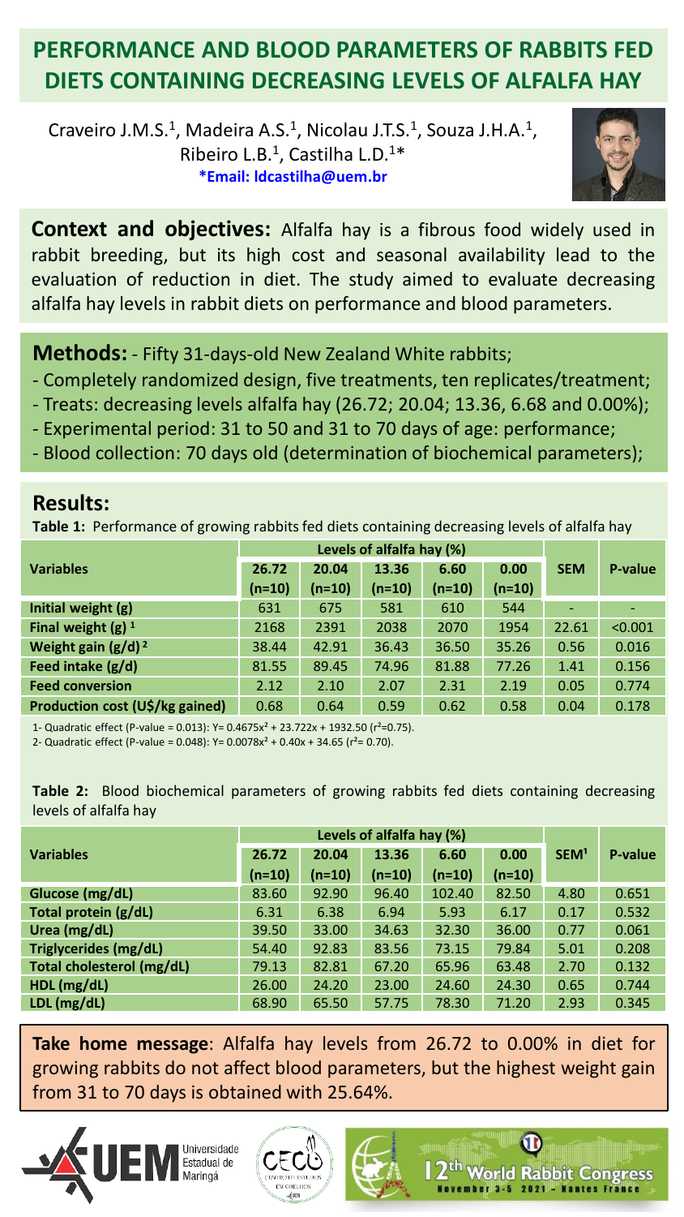# PERFORMANCE AND BLOOD PARAMETERS OF RABBITS FED DIETS CONTAINING DECREASING LEVELS OF ALFALFA HAY

Craveiro J.M.S.[1], Madeira A.S.[1], Nicolau J.T.S.[1], Souza J.H.A.[1], Ribeiro L.B.[1], Castilha L.D.[1]*

**\*Email: ldcastilha@uem.br**

**Context and objectives:** Alfalfa hay is a fibrous food widely used in rabbit breeding, but its high cost and seasonal availability lead to the evaluation of reduction in diet. The study aimed to evaluate decreasing alfalfa hay levels in rabbit diets on performance and blood parameters.

## Methods:

- Fifty 31-days-old New Zealand White rabbits;
- Completely randomized design, five treatments, ten replicates/treatment;
- Treats: decreasing levels alfalfa hay (26.72; 20.04; 13.36, 6.68 and 0.00%);
- Experimental period: 31 to 50 and 31 to 70 days of age: performance;
- Blood collection: 70 days old (determination of biochemical parameters);

## Results:

**Table 1:** Performance of growing rabbits fed diets containing decreasing levels of alfalfa hay

| Variables | Levels of alfalfa hay (%) | | | | | SEM | P-value |
|---|---|---|---|---|---|---|---|
| | 26.72 (n=10) | 20.04 (n=10) | 13.36 (n=10) | 6.60 (n=10) | 0.00 (n=10) | | |
| Initial weight (g) | 631 | 675 | 581 | 610 | 544 | - | - |
| Final weight (g) [1] | 2168 | 2391 | 2038 | 2070 | 1954 | 22.61 | <0.001 |
| Weight gain (g/d) [2] | 38.44 | 42.91 | 36.43 | 36.50 | 35.26 | 0.56 | 0.016 |
| Feed intake (g/d) | 81.55 | 89.45 | 74.96 | 81.88 | 77.26 | 1.41 | 0.156 |
| Feed conversion | 2.12 | 2.10 | 2.07 | 2.31 | 2.19 | 0.05 | 0.774 |
| Production cost (U$/kg gained) | 0.68 | 0.64 | 0.59 | 0.62 | 0.58 | 0.04 | 0.178 |

1- Quadratic effect (P-value = 0.013): $Y = 0.4675x^2 + 23.722x + 1932.50$ ($r^2=0.75$).

2- Quadratic effect (P-value = 0.048): $Y = 0.0078x^2 + 0.40x + 34.65$ ($r^2= 0.70$).

**Table 2:** Blood biochemical parameters of growing rabbits fed diets containing decreasing levels of alfalfa hay

| Variables | Levels of alfalfa hay (%) | | | | | SEM[1] | P-value |
|---|---|---|---|---|---|---|---|
| | 26.72 (n=10) | 20.04 (n=10) | 13.36 (n=10) | 6.60 (n=10) | 0.00 (n=10) | | |
| Glucose (mg/dL) | 83.60 | 92.90 | 96.40 | 102.40 | 82.50 | 4.80 | 0.651 |
| Total protein (g/dL) | 6.31 | 6.38 | 6.94 | 5.93 | 6.17 | 0.17 | 0.532 |
| Urea (mg/dL) | 39.50 | 33.00 | 34.63 | 32.30 | 36.00 | 0.77 | 0.061 |
| Triglycerides (mg/dL) | 54.40 | 92.83 | 83.56 | 73.15 | 79.84 | 5.01 | 0.208 |
| Total cholesterol (mg/dL) | 79.13 | 82.81 | 67.20 | 65.96 | 63.48 | 2.70 | 0.132 |
| HDL (mg/dL) | 26.00 | 24.20 | 23.00 | 24.60 | 24.30 | 0.65 | 0.744 |
| LDL (mg/dL) | 68.90 | 65.50 | 57.75 | 78.30 | 71.20 | 2.93 | 0.345 |

**Take home message**: Alfalfa hay levels from 26.72 to 0.00% in diet for growing rabbits do not affect blood parameters, but the highest weight gain from 31 to 70 days is obtained with 25.64%.

UEM Universidade Estadual de Maringá

12th World Rabbit Congress – November 3-5 2021 – Nantes France